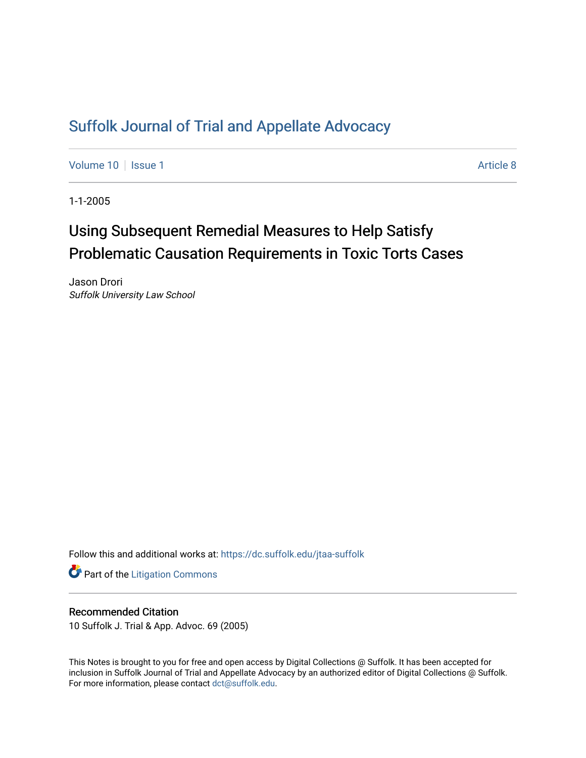# Suffolk Journal of Trial and Appellate Advocacy

Volume 10 | Issue 1 Article 8

1-1-2005

## Using Subsequent Remedial Measures to Help Satisfy Problematic Causation Requirements in Toxic Torts Cases

Jason Drori
*Suffolk University Law School*

Follow this and additional works at: https://dc.suffolk.edu/jtaa-suffolk

Part of the Litigation Commons

### Recommended Citation

10 Suffolk J. Trial & App. Advoc. 69 (2005)

This Notes is brought to you for free and open access by Digital Collections @ Suffolk. It has been accepted for inclusion in Suffolk Journal of Trial and Appellate Advocacy by an authorized editor of Digital Collections @ Suffolk. For more information, please contact dct@suffolk.edu.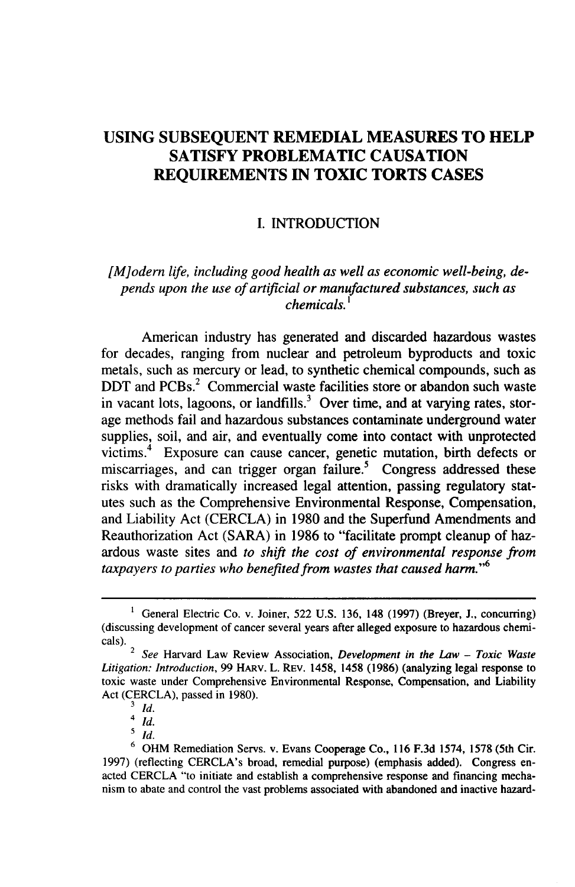# USING SUBSEQUENT REMEDIAL MEASURES TO HELP SATISFY PROBLEMATIC CAUSATION REQUIREMENTS IN TOXIC TORTS CASES

## I. INTRODUCTION

*[M]odern life, including good health as well as economic well-being, depends upon the use of artificial or manufactured substances, such as chemicals.*[1]

American industry has generated and discarded hazardous wastes for decades, ranging from nuclear and petroleum byproducts and toxic metals, such as mercury or lead, to synthetic chemical compounds, such as DDT and PCBs.[2] Commercial waste facilities store or abandon such waste in vacant lots, lagoons, or landfills.[3] Over time, and at varying rates, storage methods fail and hazardous substances contaminate underground water supplies, soil, and air, and eventually come into contact with unprotected victims.[4] Exposure can cause cancer, genetic mutation, birth defects or miscarriages, and can trigger organ failure.[5] Congress addressed these risks with dramatically increased legal attention, passing regulatory statutes such as the Comprehensive Environmental Response, Compensation, and Liability Act (CERCLA) in 1980 and the Superfund Amendments and Reauthorization Act (SARA) in 1986 to "facilitate prompt cleanup of hazardous waste sites and *to shift the cost of environmental response from taxpayers to parties who benefited from wastes that caused harm.*"[6]

---

[1] General Electric Co. v. Joiner, 522 U.S. 136, 148 (1997) (Breyer, J., concurring) (discussing development of cancer several years after alleged exposure to hazardous chemicals).

[2] *See* Harvard Law Review Association, *Development in the Law – Toxic Waste Litigation: Introduction*, 99 HARV. L. REV. 1458, 1458 (1986) (analyzing legal response to toxic waste under Comprehensive Environmental Response, Compensation, and Liability Act (CERCLA), passed in 1980).

[3] *Id.*

[4] *Id.*

[5] *Id.*

[6] OHM Remediation Servs. v. Evans Cooperage Co., 116 F.3d 1574, 1578 (5th Cir. 1997) (reflecting CERCLA's broad, remedial purpose) (emphasis added). Congress enacted CERCLA "to initiate and establish a comprehensive response and financing mechanism to abate and control the vast problems associated with abandoned and inactive hazard-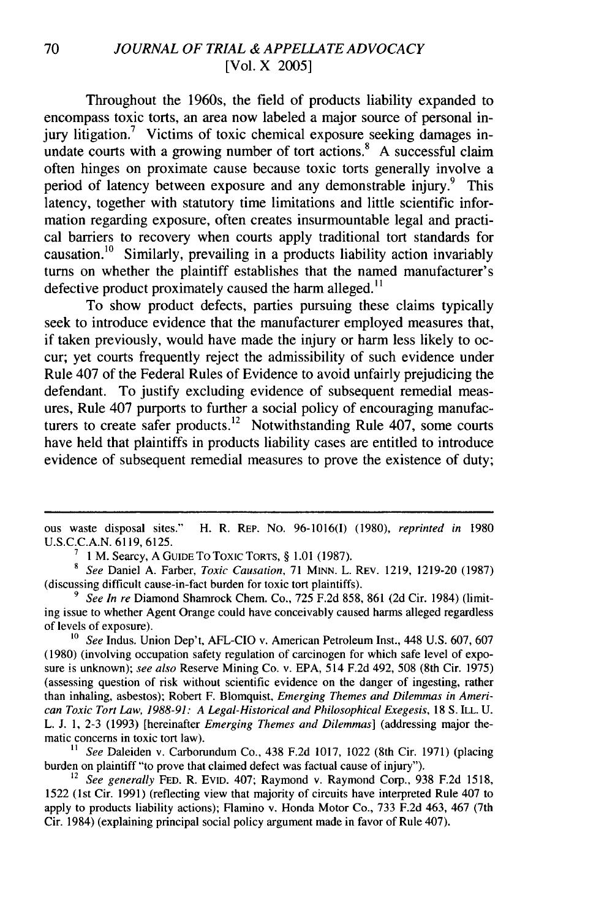Throughout the 1960s, the field of products liability expanded to encompass toxic torts, an area now labeled a major source of personal injury litigation.[7] Victims of toxic chemical exposure seeking damages inundate courts with a growing number of tort actions.[8] A successful claim often hinges on proximate cause because toxic torts generally involve a period of latency between exposure and any demonstrable injury.[9] This latency, together with statutory time limitations and little scientific information regarding exposure, often creates insurmountable legal and practical barriers to recovery when courts apply traditional tort standards for causation.[10] Similarly, prevailing in a products liability action invariably turns on whether the plaintiff establishes that the named manufacturer's defective product proximately caused the harm alleged.[11]

To show product defects, parties pursuing these claims typically seek to introduce evidence that the manufacturer employed measures that, if taken previously, would have made the injury or harm less likely to occur; yet courts frequently reject the admissibility of such evidence under Rule 407 of the Federal Rules of Evidence to avoid unfairly prejudicing the defendant. To justify excluding evidence of subsequent remedial measures, Rule 407 purports to further a social policy of encouraging manufacturers to create safer products.[12] Notwithstanding Rule 407, some courts have held that plaintiffs in products liability cases are entitled to introduce evidence of subsequent remedial measures to prove the existence of duty;

---

ous waste disposal sites." H. R. REP. NO. 96-1016(I) (1980), *reprinted in* 1980 U.S.C.C.A.N. 6119, 6125.

[7] 1 M. Searcy, A GUIDE TO TOXIC TORTS, § 1.01 (1987).

[8] *See* Daniel A. Farber, *Toxic Causation*, 71 MINN. L. REV. 1219, 1219-20 (1987) (discussing difficult cause-in-fact burden for toxic tort plaintiffs).

[9] *See In re* Diamond Shamrock Chem. Co., 725 F.2d 858, 861 (2d Cir. 1984) (limiting issue to whether Agent Orange could have conceivably caused harms alleged regardless of levels of exposure).

[10] *See* Indus. Union Dep't, AFL-CIO v. American Petroleum Inst., 448 U.S. 607, 607 (1980) (involving occupation safety regulation of carcinogen for which safe level of exposure is unknown); *see also* Reserve Mining Co. v. EPA, 514 F.2d 492, 508 (8th Cir. 1975) (assessing question of risk without scientific evidence on the danger of ingesting, rather than inhaling, asbestos); Robert F. Blomquist, *Emerging Themes and Dilemmas in American Toxic Tort Law, 1988-91: A Legal-Historical and Philosophical Exegesis*, 18 S. ILL. U. L. J. 1, 2-3 (1993) [hereinafter *Emerging Themes and Dilemmas*] (addressing major thematic concerns in toxic tort law).

[11] *See* Daleiden v. Carborundum Co., 438 F.2d 1017, 1022 (8th Cir. 1971) (placing burden on plaintiff "to prove that claimed defect was factual cause of injury").

[12] *See generally* FED. R. EVID. 407; Raymond v. Raymond Corp., 938 F.2d 1518, 1522 (1st Cir. 1991) (reflecting view that majority of circuits have interpreted Rule 407 to apply to products liability actions); Flamino v. Honda Motor Co., 733 F.2d 463, 467 (7th Cir. 1984) (explaining principal social policy argument made in favor of Rule 407).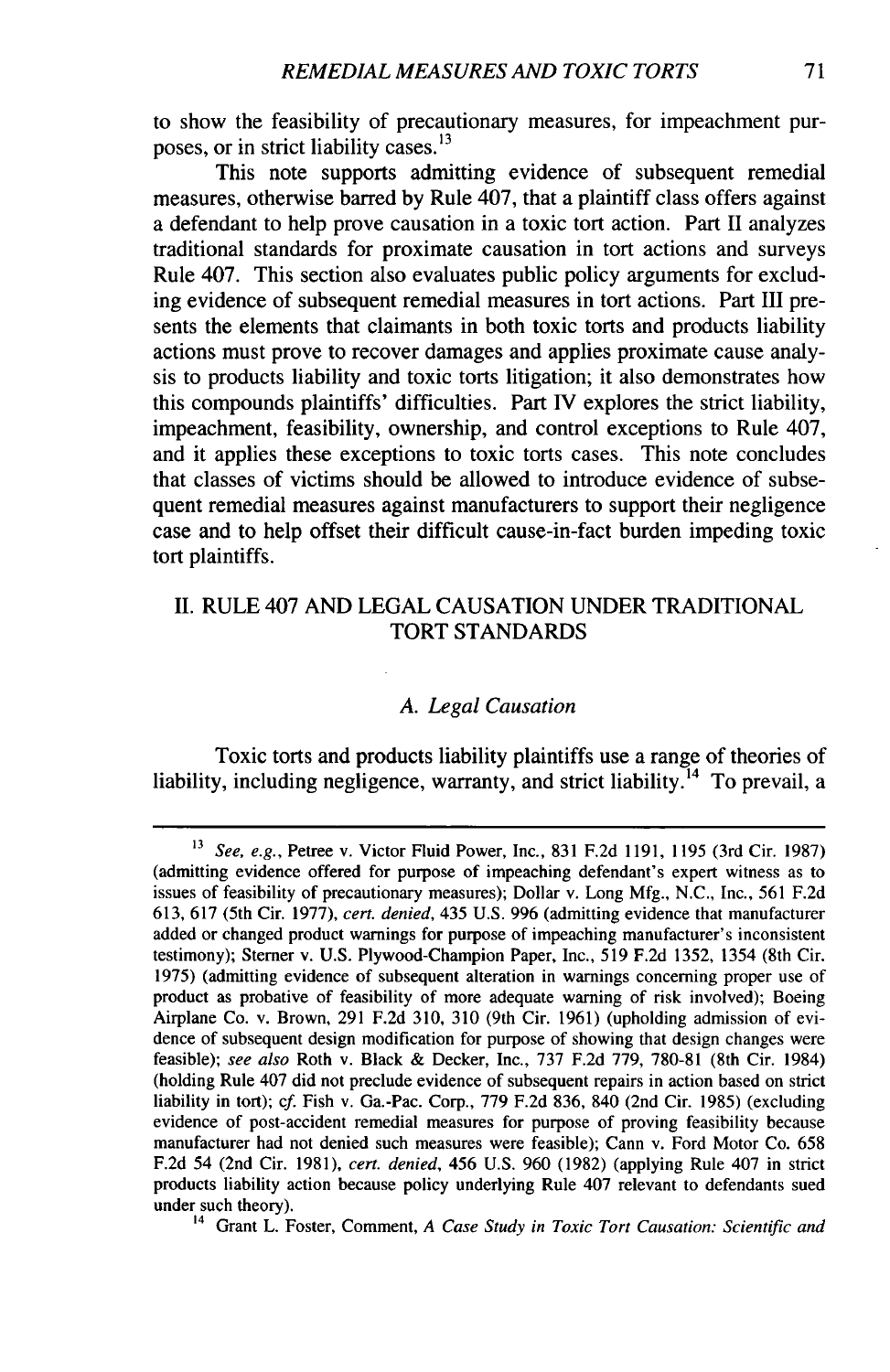to show the feasibility of precautionary measures, for impeachment purposes, or in strict liability cases.[13]

This note supports admitting evidence of subsequent remedial measures, otherwise barred by Rule 407, that a plaintiff class offers against a defendant to help prove causation in a toxic tort action. Part II analyzes traditional standards for proximate causation in tort actions and surveys Rule 407. This section also evaluates public policy arguments for excluding evidence of subsequent remedial measures in tort actions. Part III presents the elements that claimants in both toxic torts and products liability actions must prove to recover damages and applies proximate cause analysis to products liability and toxic torts litigation; it also demonstrates how this compounds plaintiffs' difficulties. Part IV explores the strict liability, impeachment, feasibility, ownership, and control exceptions to Rule 407, and it applies these exceptions to toxic torts cases. This note concludes that classes of victims should be allowed to introduce evidence of subsequent remedial measures against manufacturers to support their negligence case and to help offset their difficult cause-in-fact burden impeding toxic tort plaintiffs.

## II. RULE 407 AND LEGAL CAUSATION UNDER TRADITIONAL TORT STANDARDS

### A. *Legal Causation*

Toxic torts and products liability plaintiffs use a range of theories of liability, including negligence, warranty, and strict liability.[14] To prevail, a

---

[13] *See, e.g.*, Petree v. Victor Fluid Power, Inc., 831 F.2d 1191, 1195 (3rd Cir. 1987) (admitting evidence offered for purpose of impeaching defendant's expert witness as to issues of feasibility of precautionary measures); Dollar v. Long Mfg., N.C., Inc., 561 F.2d 613, 617 (5th Cir. 1977), *cert. denied*, 435 U.S. 996 (admitting evidence that manufacturer added or changed product warnings for purpose of impeaching manufacturer's inconsistent testimony); Sterner v. U.S. Plywood-Champion Paper, Inc., 519 F.2d 1352, 1354 (8th Cir. 1975) (admitting evidence of subsequent alteration in warnings concerning proper use of product as probative of feasibility of more adequate warning of risk involved); Boeing Airplane Co. v. Brown, 291 F.2d 310, 310 (9th Cir. 1961) (upholding admission of evidence of subsequent design modification for purpose of showing that design changes were feasible); *see also* Roth v. Black & Decker, Inc., 737 F.2d 779, 780-81 (8th Cir. 1984) (holding Rule 407 did not preclude evidence of subsequent repairs in action based on strict liability in tort); *cf.* Fish v. Ga.-Pac. Corp., 779 F.2d 836, 840 (2nd Cir. 1985) (excluding evidence of post-accident remedial measures for purpose of proving feasibility because manufacturer had not denied such measures were feasible); Cann v. Ford Motor Co. 658 F.2d 54 (2nd Cir. 1981), *cert. denied*, 456 U.S. 960 (1982) (applying Rule 407 in strict products liability action because policy underlying Rule 407 relevant to defendants sued under such theory).

[14] Grant L. Foster, Comment, *A Case Study in Toxic Tort Causation: Scientific and*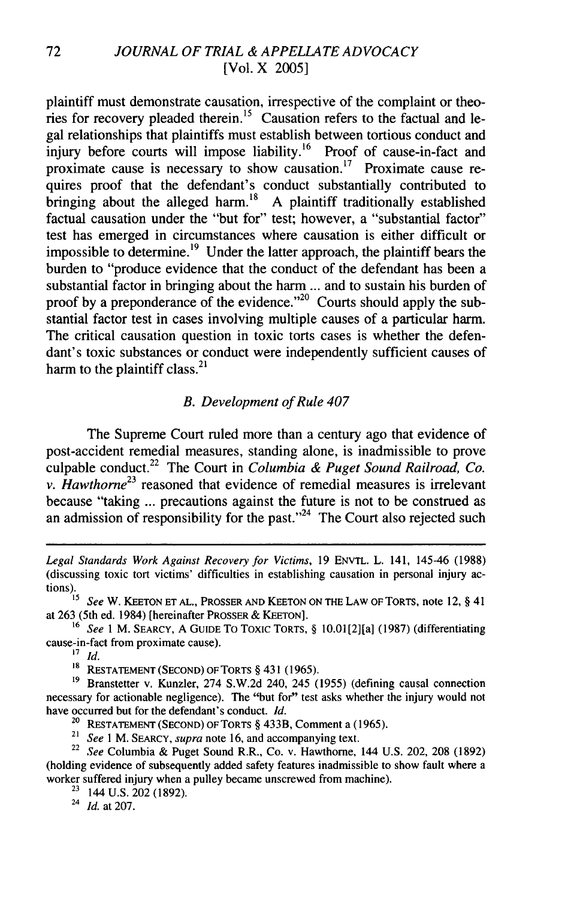plaintiff must demonstrate causation, irrespective of the complaint or theories for recovery pleaded therein.[15] Causation refers to the factual and legal relationships that plaintiffs must establish between tortious conduct and injury before courts will impose liability.[16] Proof of cause-in-fact and proximate cause is necessary to show causation.[17] Proximate cause requires proof that the defendant's conduct substantially contributed to bringing about the alleged harm.[18] A plaintiff traditionally established factual causation under the "but for" test; however, a "substantial factor" test has emerged in circumstances where causation is either difficult or impossible to determine.[19] Under the latter approach, the plaintiff bears the burden to "produce evidence that the conduct of the defendant has been a substantial factor in bringing about the harm ... and to sustain his burden of proof by a preponderance of the evidence."[20] Courts should apply the substantial factor test in cases involving multiple causes of a particular harm. The critical causation question in toxic torts cases is whether the defendant's toxic substances or conduct were independently sufficient causes of harm to the plaintiff class.[21]

### *B. Development of Rule 407*

The Supreme Court ruled more than a century ago that evidence of post-accident remedial measures, standing alone, is inadmissible to prove culpable conduct.[22] The Court in *Columbia & Puget Sound Railroad, Co. v. Hawthorne*[23] reasoned that evidence of remedial measures is irrelevant because "taking ... precautions against the future is not to be construed as an admission of responsibility for the past."[24] The Court also rejected such

---

*Legal Standards Work Against Recovery for Victims*, 19 ENVTL. L. 141, 145-46 (1988) (discussing toxic tort victims' difficulties in establishing causation in personal injury actions).

[15] *See* W. KEETON ET AL., PROSSER AND KEETON ON THE LAW OF TORTS, note 12, § 41 at 263 (5th ed. 1984) [hereinafter PROSSER & KEETON].

[16] *See* 1 M. SEARCY, A GUIDE TO TOXIC TORTS, § 10.01[2][a] (1987) (differentiating cause-in-fact from proximate cause).

[17] *Id.*

[18] RESTATEMENT (SECOND) OF TORTS § 431 (1965).

[19] Branstetter v. Kunzler, 274 S.W.2d 240, 245 (1955) (defining causal connection necessary for actionable negligence). The "but for" test asks whether the injury would not have occurred but for the defendant's conduct. *Id.*

[20] RESTATEMENT (SECOND) OF TORTS § 433B, Comment a (1965).

[21] *See* 1 M. SEARCY, *supra* note 16, and accompanying text.

[22] *See* Columbia & Puget Sound R.R., Co. v. Hawthorne, 144 U.S. 202, 208 (1892) (holding evidence of subsequently added safety features inadmissible to show fault where a worker suffered injury when a pulley became unscrewed from machine).

[23] 144 U.S. 202 (1892).

[24] *Id.* at 207.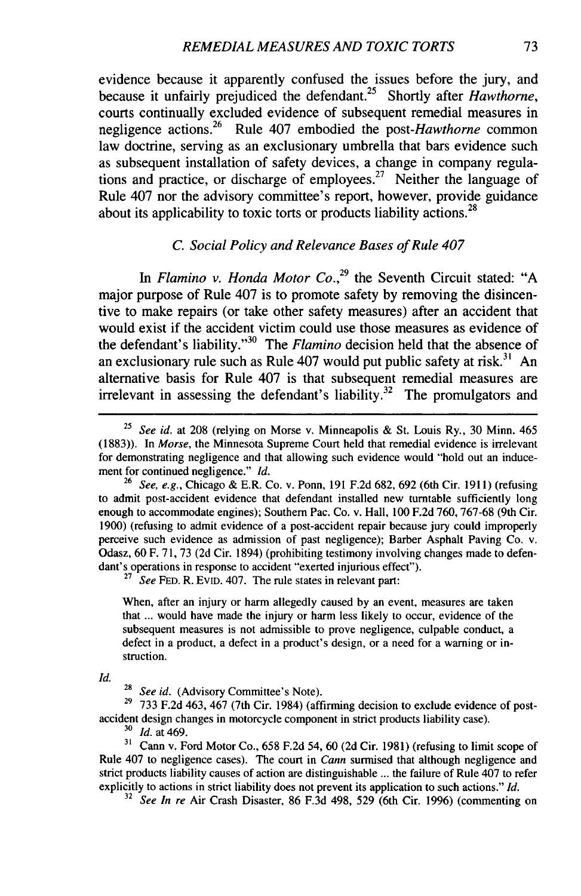evidence because it apparently confused the issues before the jury, and because it unfairly prejudiced the defendant.[25] Shortly after *Hawthorne*, courts continually excluded evidence of subsequent remedial measures in negligence actions.[26] Rule 407 embodied the post-*Hawthorne* common law doctrine, serving as an exclusionary umbrella that bars evidence such as subsequent installation of safety devices, a change in company regulations and practice, or discharge of employees.[27] Neither the language of Rule 407 nor the advisory committee's report, however, provide guidance about its applicability to toxic torts or products liability actions.[28]

### *C. Social Policy and Relevance Bases of Rule 407*

In *Flamino v. Honda Motor Co.*,[29] the Seventh Circuit stated: "A major purpose of Rule 407 is to promote safety by removing the disincentive to make repairs (or take other safety measures) after an accident that would exist if the accident victim could use those measures as evidence of the defendant's liability."[30] The *Flamino* decision held that the absence of an exclusionary rule such as Rule 407 would put public safety at risk.[31] An alternative basis for Rule 407 is that subsequent remedial measures are irrelevant in assessing the defendant's liability.[32] The promulgators and

---

[25] *See id.* at 208 (relying on Morse v. Minneapolis & St. Louis Ry., 30 Minn. 465 (1883)). In *Morse*, the Minnesota Supreme Court held that remedial evidence is irrelevant for demonstrating negligence and that allowing such evidence would "hold out an inducement for continued negligence." *Id.*

[26] *See, e.g.*, Chicago & E.R. Co. v. Ponn, 191 F.2d 682, 692 (6th Cir. 1911) (refusing to admit post-accident evidence that defendant installed new turntable sufficiently long enough to accommodate engines); Southern Pac. Co. v. Hall, 100 F.2d 760, 767-68 (9th Cir. 1900) (refusing to admit evidence of a post-accident repair because jury could improperly perceive such evidence as admission of past negligence); Barber Asphalt Paving Co. v. Odasz, 60 F. 71, 73 (2d Cir. 1894) (prohibiting testimony involving changes made to defendant's operations in response to accident "exerted injurious effect").

[27] *See* FED. R. EVID. 407. The rule states in relevant part:

> When, after an injury or harm allegedly caused by an event, measures are taken that ... would have made the injury or harm less likely to occur, evidence of the subsequent measures is not admissible to prove negligence, culpable conduct, a defect in a product, a defect in a product's design, or a need for a warning or instruction.

*Id.*

[28] *See id.* (Advisory Committee's Note).

[29] 733 F.2d 463, 467 (7th Cir. 1984) (affirming decision to exclude evidence of post-accident design changes in motorcycle component in strict products liability case).

[30] *Id.* at 469.

[31] Cann v. Ford Motor Co., 658 F.2d 54, 60 (2d Cir. 1981) (refusing to limit scope of Rule 407 to negligence cases). The court in *Cann* surmised that although negligence and strict products liability causes of action are distinguishable ... the failure of Rule 407 to refer explicitly to actions in strict liability does not prevent its application to such actions." *Id.*

[32] *See In re* Air Crash Disaster, 86 F.3d 498, 529 (6th Cir. 1996) (commenting on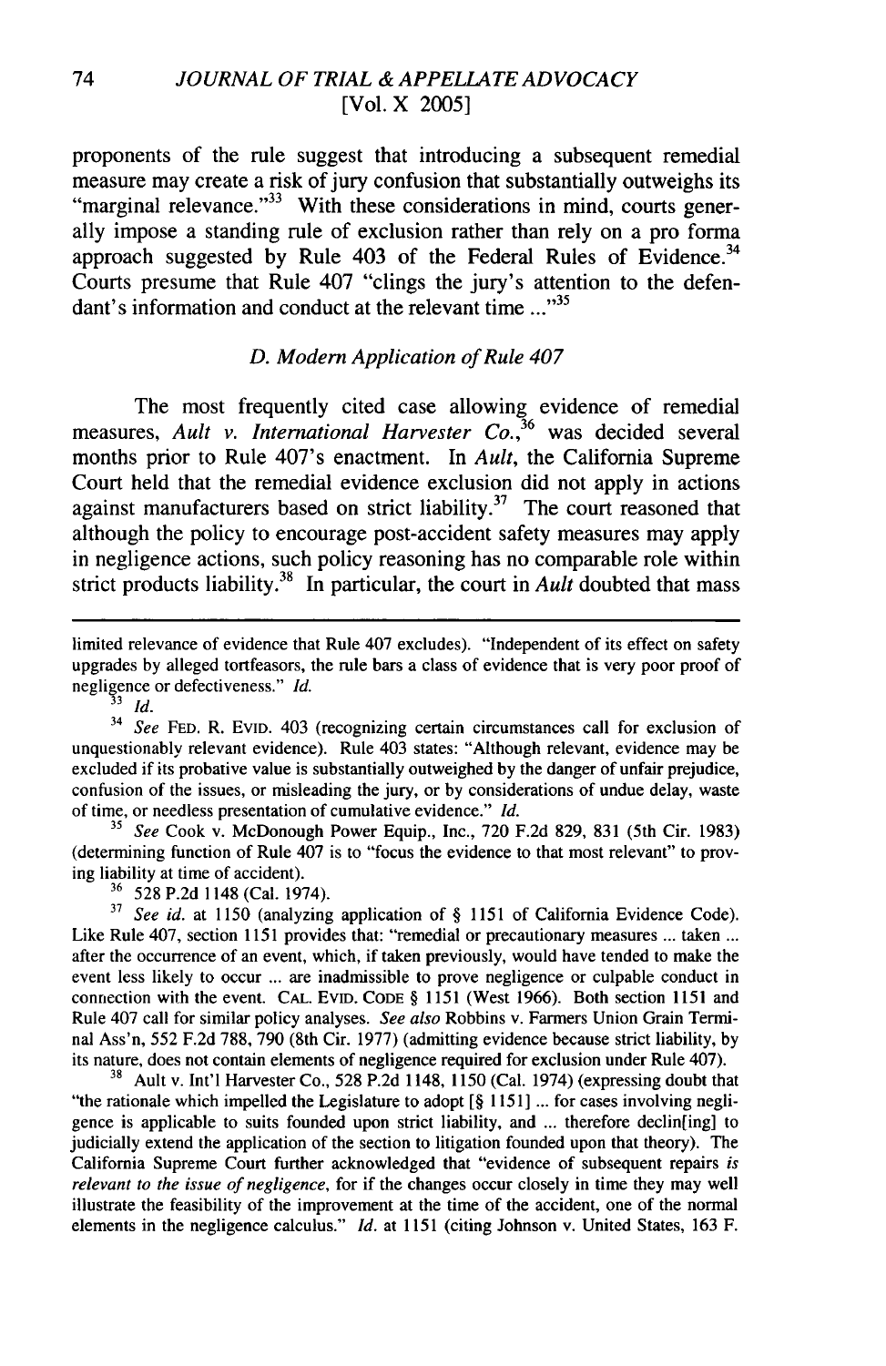proponents of the rule suggest that introducing a subsequent remedial measure may create a risk of jury confusion that substantially outweighs its "marginal relevance."[33] With these considerations in mind, courts generally impose a standing rule of exclusion rather than rely on a pro forma approach suggested by Rule 403 of the Federal Rules of Evidence.[34] Courts presume that Rule 407 "clings the jury's attention to the defendant's information and conduct at the relevant time ..."[35]

### *D. Modern Application of Rule 407*

The most frequently cited case allowing evidence of remedial measures, *Ault v. International Harvester Co.*,[36] was decided several months prior to Rule 407's enactment. In *Ault*, the California Supreme Court held that the remedial evidence exclusion did not apply in actions against manufacturers based on strict liability.[37] The court reasoned that although the policy to encourage post-accident safety measures may apply in negligence actions, such policy reasoning has no comparable role within strict products liability.[38] In particular, the court in *Ault* doubted that mass

---

limited relevance of evidence that Rule 407 excludes). "Independent of its effect on safety upgrades by alleged tortfeasors, the rule bars a class of evidence that is very poor proof of negligence or defectiveness." *Id.*

[33] *Id.*

[34] *See* FED. R. EVID. 403 (recognizing certain circumstances call for exclusion of unquestionably relevant evidence). Rule 403 states: "Although relevant, evidence may be excluded if its probative value is substantially outweighed by the danger of unfair prejudice, confusion of the issues, or misleading the jury, or by considerations of undue delay, waste of time, or needless presentation of cumulative evidence." *Id.*

[35] *See* Cook v. McDonough Power Equip., Inc., 720 F.2d 829, 831 (5th Cir. 1983) (determining function of Rule 407 is to "focus the evidence to that most relevant" to proving liability at time of accident).

[36] 528 P.2d 1148 (Cal. 1974).

[37] *See id.* at 1150 (analyzing application of § 1151 of California Evidence Code). Like Rule 407, section 1151 provides that: "remedial or precautionary measures ... taken ... after the occurrence of an event, which, if taken previously, would have tended to make the event less likely to occur ... are inadmissible to prove negligence or culpable conduct in connection with the event. CAL. EVID. CODE § 1151 (West 1966). Both section 1151 and Rule 407 call for similar policy analyses. *See also* Robbins v. Farmers Union Grain Terminal Ass'n, 552 F.2d 788, 790 (8th Cir. 1977) (admitting evidence because strict liability, by its nature, does not contain elements of negligence required for exclusion under Rule 407).

[38] Ault v. Int'l Harvester Co., 528 P.2d 1148, 1150 (Cal. 1974) (expressing doubt that "the rationale which impelled the Legislature to adopt [§ 1151] ... for cases involving negligence is applicable to suits founded upon strict liability, and ... therefore declin[ing] to judicially extend the application of the section to litigation founded upon that theory). The California Supreme Court further acknowledged that "evidence of subsequent repairs *is relevant to the issue of negligence*, for if the changes occur closely in time they may well illustrate the feasibility of the improvement at the time of the accident, one of the normal elements in the negligence calculus." *Id.* at 1151 (citing Johnson v. United States, 163 F.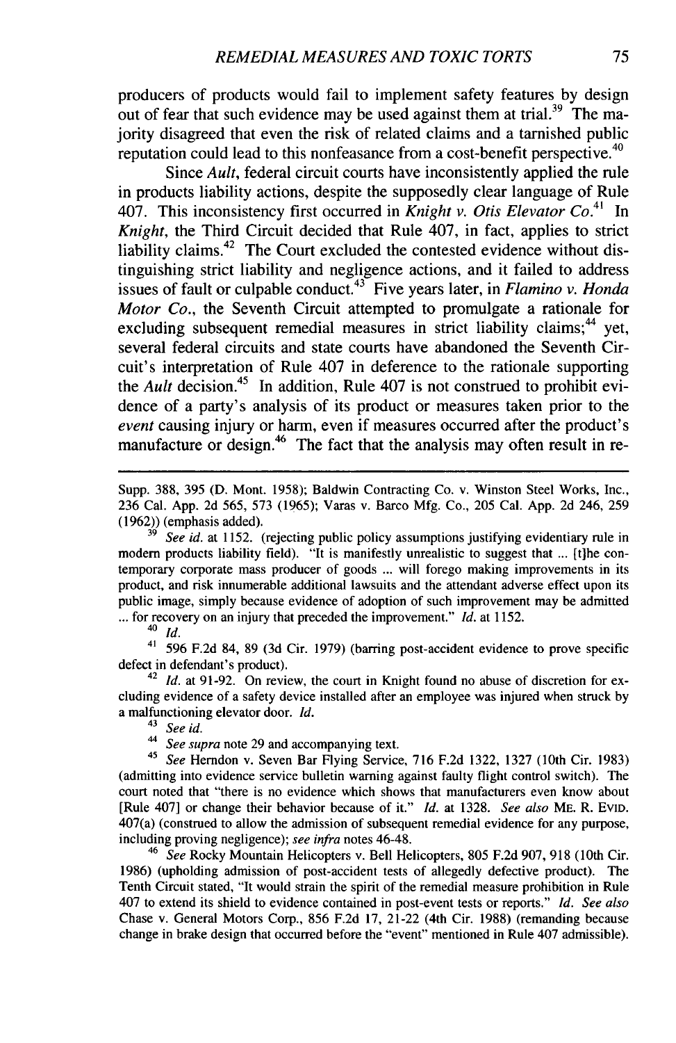producers of products would fail to implement safety features by design out of fear that such evidence may be used against them at trial.[39] The majority disagreed that even the risk of related claims and a tarnished public reputation could lead to this nonfeasance from a cost-benefit perspective.[40]

Since *Ault*, federal circuit courts have inconsistently applied the rule in products liability actions, despite the supposedly clear language of Rule 407. This inconsistency first occurred in *Knight v. Otis Elevator Co.*[41] In *Knight*, the Third Circuit decided that Rule 407, in fact, applies to strict liability claims.[42] The Court excluded the contested evidence without distinguishing strict liability and negligence actions, and it failed to address issues of fault or culpable conduct.[43] Five years later, in *Flamino v. Honda Motor Co.*, the Seventh Circuit attempted to promulgate a rationale for excluding subsequent remedial measures in strict liability claims;[44] yet, several federal circuits and state courts have abandoned the Seventh Circuit's interpretation of Rule 407 in deference to the rationale supporting the *Ault* decision.[45] In addition, Rule 407 is not construed to prohibit evidence of a party's analysis of its product or measures taken prior to the *event* causing injury or harm, even if measures occurred after the product's manufacture or design.[46] The fact that the analysis may often result in re-

---

Supp. 388, 395 (D. Mont. 1958); Baldwin Contracting Co. v. Winston Steel Works, Inc., 236 Cal. App. 2d 565, 573 (1965); Varas v. Barco Mfg. Co., 205 Cal. App. 2d 246, 259 (1962)) (emphasis added).

[39] *See id.* at 1152. (rejecting public policy assumptions justifying evidentiary rule in modern products liability field). "It is manifestly unrealistic to suggest that ... [t]he contemporary corporate mass producer of goods ... will forego making improvements in its product, and risk innumerable additional lawsuits and the attendant adverse effect upon its public image, simply because evidence of adoption of such improvement may be admitted ... for recovery on an injury that preceded the improvement." *Id.* at 1152.

[40] *Id.*

[41] 596 F.2d 84, 89 (3d Cir. 1979) (barring post-accident evidence to prove specific defect in defendant's product).

[42] *Id.* at 91-92. On review, the court in Knight found no abuse of discretion for excluding evidence of a safety device installed after an employee was injured when struck by a malfunctioning elevator door. *Id.*

[43] *See id.*

[44] *See supra* note 29 and accompanying text.

[45] *See* Herndon v. Seven Bar Flying Service, 716 F.2d 1322, 1327 (10th Cir. 1983) (admitting into evidence service bulletin warning against faulty flight control switch). The court noted that "there is no evidence which shows that manufacturers even know about [Rule 407] or change their behavior because of it." *Id.* at 1328. *See also* ME. R. EVID. 407(a) (construed to allow the admission of subsequent remedial evidence for any purpose, including proving negligence); *see infra* notes 46-48.

[46] *See* Rocky Mountain Helicopters v. Bell Helicopters, 805 F.2d 907, 918 (10th Cir. 1986) (upholding admission of post-accident tests of allegedly defective product). The Tenth Circuit stated, "It would strain the spirit of the remedial measure prohibition in Rule 407 to extend its shield to evidence contained in post-event tests or reports." *Id.* *See also* Chase v. General Motors Corp., 856 F.2d 17, 21-22 (4th Cir. 1988) (remanding because change in brake design that occurred before the "event" mentioned in Rule 407 admissible).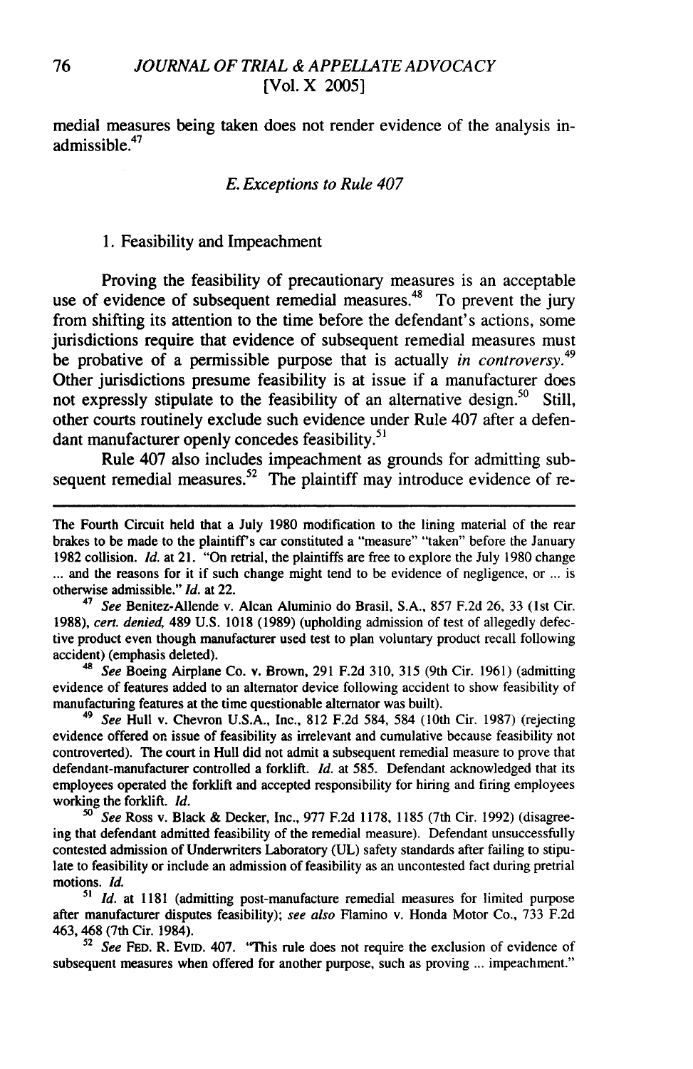medial measures being taken does not render evidence of the analysis inadmissible.[47]

### *E. Exceptions to Rule 407*

#### 1. Feasibility and Impeachment

Proving the feasibility of precautionary measures is an acceptable use of evidence of subsequent remedial measures.[48] To prevent the jury from shifting its attention to the time before the defendant's actions, some jurisdictions require that evidence of subsequent remedial measures must be probative of a permissible purpose that is actually *in controversy*.[49] Other jurisdictions presume feasibility is at issue if a manufacturer does not expressly stipulate to the feasibility of an alternative design.[50] Still, other courts routinely exclude such evidence under Rule 407 after a defendant manufacturer openly concedes feasibility.[51]

Rule 407 also includes impeachment as grounds for admitting subsequent remedial measures.[52] The plaintiff may introduce evidence of re-

---

The Fourth Circuit held that a July 1980 modification to the lining material of the rear brakes to be made to the plaintiff's car constituted a "measure" "taken" before the January 1982 collision. *Id.* at 21. "On retrial, the plaintiffs are free to explore the July 1980 change ... and the reasons for it if such change might tend to be evidence of negligence, or ... is otherwise admissible." *Id.* at 22.

[47] *See* Benitez-Allende v. Alcan Aluminio do Brasil, S.A., 857 F.2d 26, 33 (1st Cir. 1988), *cert. denied*, 489 U.S. 1018 (1989) (upholding admission of test of allegedly defective product even though manufacturer used test to plan voluntary product recall following accident) (emphasis deleted).

[48] *See* Boeing Airplane Co. v. Brown, 291 F.2d 310, 315 (9th Cir. 1961) (admitting evidence of features added to an alternator device following accident to show feasibility of manufacturing features at the time questionable alternator was built).

[49] *See* Hull v. Chevron U.S.A., Inc., 812 F.2d 584, 584 (10th Cir. 1987) (rejecting evidence offered on issue of feasibility as irrelevant and cumulative because feasibility not controverted). The court in Hull did not admit a subsequent remedial measure to prove that defendant-manufacturer controlled a forklift. *Id.* at 585. Defendant acknowledged that its employees operated the forklift and accepted responsibility for hiring and firing employees working the forklift. *Id.*

[50] *See* Ross v. Black & Decker, Inc., 977 F.2d 1178, 1185 (7th Cir. 1992) (disagreeing that defendant admitted feasibility of the remedial measure). Defendant unsuccessfully contested admission of Underwriters Laboratory (UL) safety standards after failing to stipulate to feasibility or include an admission of feasibility as an uncontested fact during pretrial motions. *Id.*

[51] *Id.* at 1181 (admitting post-manufacture remedial measures for limited purpose after manufacturer disputes feasibility); *see also* Flamino v. Honda Motor Co., 733 F.2d 463, 468 (7th Cir. 1984).

[52] *See* FED. R. EVID. 407. "This rule does not require the exclusion of evidence of subsequent measures when offered for another purpose, such as proving ... impeachment."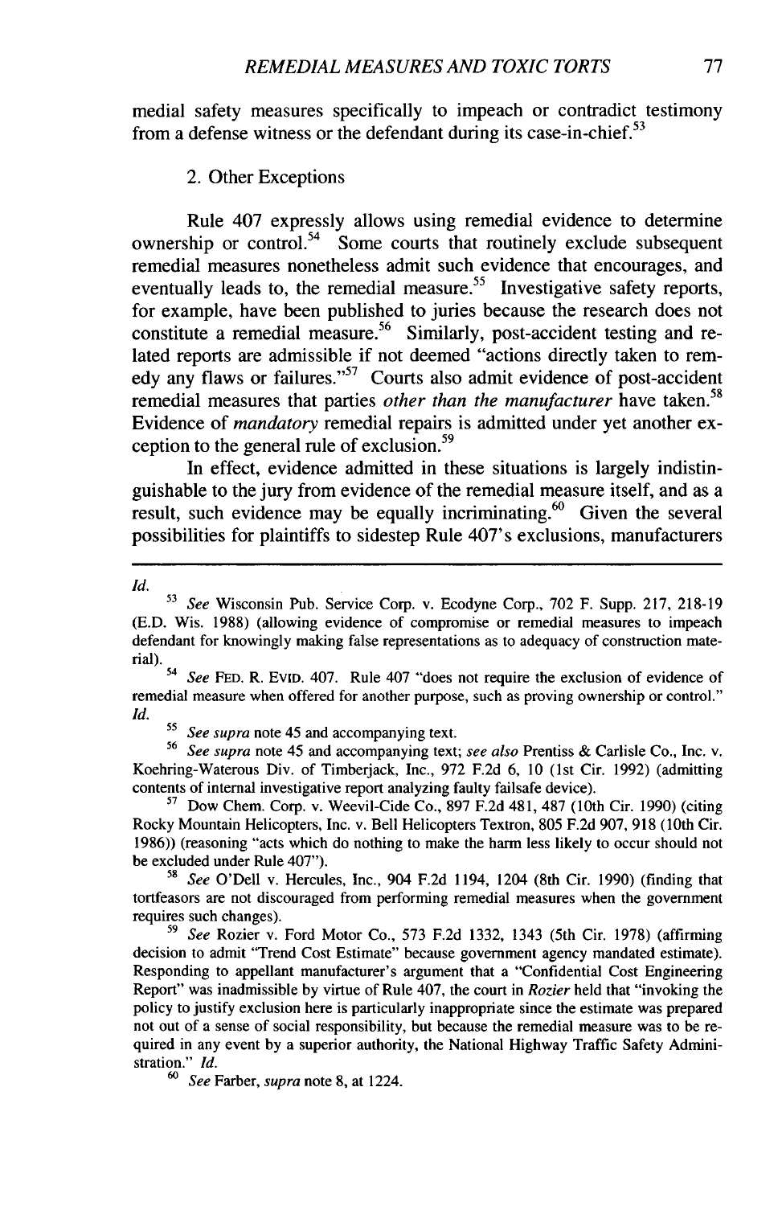medial safety measures specifically to impeach or contradict testimony from a defense witness or the defendant during its case-in-chief.[53]

2. Other Exceptions

Rule 407 expressly allows using remedial evidence to determine ownership or control.[54] Some courts that routinely exclude subsequent remedial measures nonetheless admit such evidence that encourages, and eventually leads to, the remedial measure.[55] Investigative safety reports, for example, have been published to juries because the research does not constitute a remedial measure.[56] Similarly, post-accident testing and related reports are admissible if not deemed "actions directly taken to remedy any flaws or failures."[57] Courts also admit evidence of post-accident remedial measures that parties *other than the manufacturer* have taken.[58] Evidence of *mandatory* remedial repairs is admitted under yet another exception to the general rule of exclusion.[59]

In effect, evidence admitted in these situations is largely indistinguishable to the jury from evidence of the remedial measure itself, and as a result, such evidence may be equally incriminating.[60] Given the several possibilities for plaintiffs to sidestep Rule 407's exclusions, manufacturers

---

*Id.*

[53] *See* Wisconsin Pub. Service Corp. v. Ecodyne Corp., 702 F. Supp. 217, 218-19 (E.D. Wis. 1988) (allowing evidence of compromise or remedial measures to impeach defendant for knowingly making false representations as to adequacy of construction material).

[54] *See* FED. R. EVID. 407. Rule 407 "does not require the exclusion of evidence of remedial measure when offered for another purpose, such as proving ownership or control." *Id.*

[55] *See supra* note 45 and accompanying text.

[56] *See supra* note 45 and accompanying text; *see also* Prentiss & Carlisle Co., Inc. v. Koehring-Waterous Div. of Timberjack, Inc., 972 F.2d 6, 10 (1st Cir. 1992) (admitting contents of internal investigative report analyzing faulty failsafe device).

[57] Dow Chem. Corp. v. Weevil-Cide Co., 897 F.2d 481, 487 (10th Cir. 1990) (citing Rocky Mountain Helicopters, Inc. v. Bell Helicopters Textron, 805 F.2d 907, 918 (10th Cir. 1986)) (reasoning "acts which do nothing to make the harm less likely to occur should not be excluded under Rule 407").

[58] *See* O'Dell v. Hercules, Inc., 904 F.2d 1194, 1204 (8th Cir. 1990) (finding that tortfeasors are not discouraged from performing remedial measures when the government requires such changes).

[59] *See* Rozier v. Ford Motor Co., 573 F.2d 1332, 1343 (5th Cir. 1978) (affirming decision to admit "Trend Cost Estimate" because government agency mandated estimate). Responding to appellant manufacturer's argument that a "Confidential Cost Engineering Report" was inadmissible by virtue of Rule 407, the court in *Rozier* held that "invoking the policy to justify exclusion here is particularly inappropriate since the estimate was prepared not out of a sense of social responsibility, but because the remedial measure was to be required in any event by a superior authority, the National Highway Traffic Safety Administration." *Id.*

[60] *See* Farber, *supra* note 8, at 1224.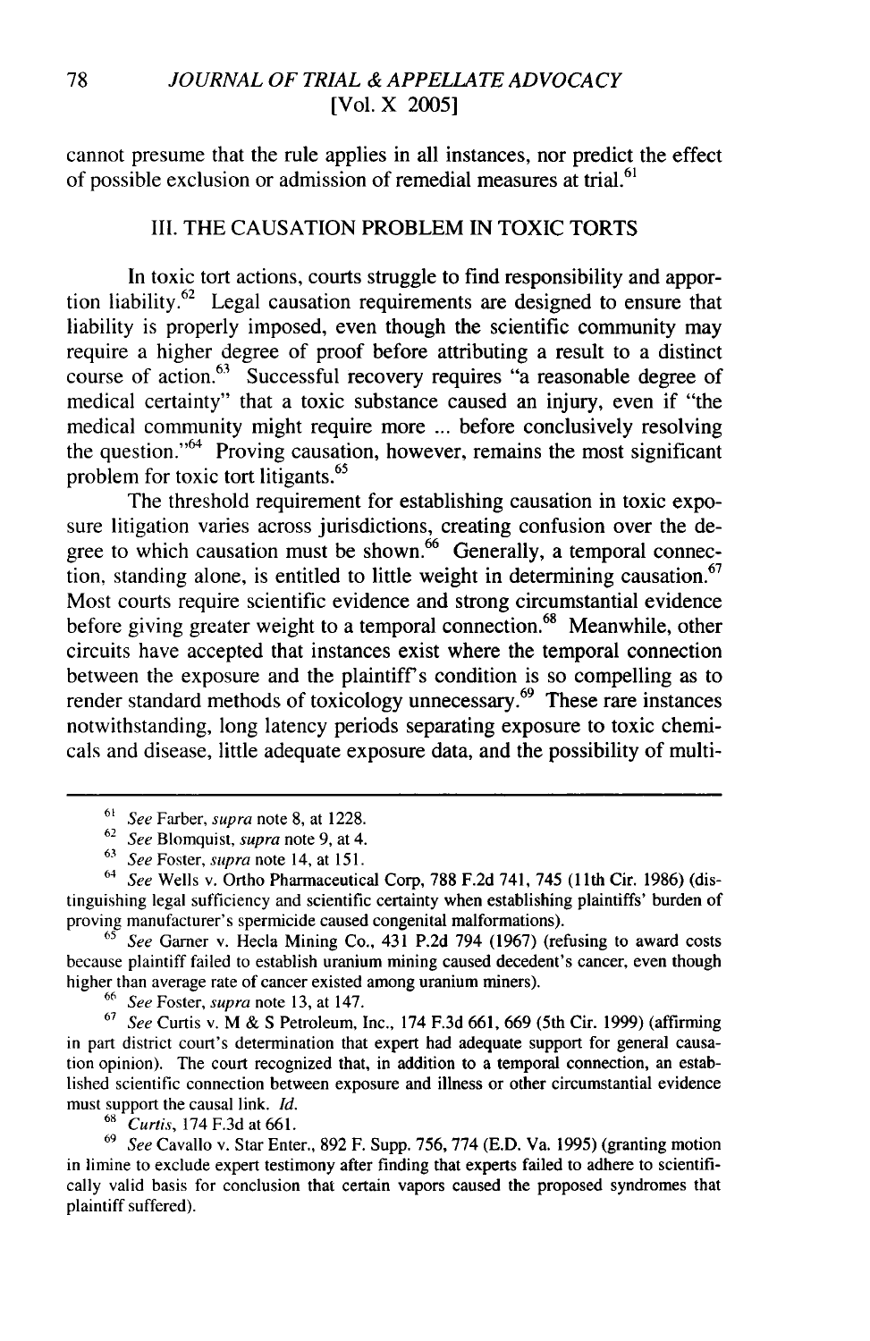cannot presume that the rule applies in all instances, nor predict the effect of possible exclusion or admission of remedial measures at trial.[61]

## III. THE CAUSATION PROBLEM IN TOXIC TORTS

In toxic tort actions, courts struggle to find responsibility and apportion liability.[62] Legal causation requirements are designed to ensure that liability is properly imposed, even though the scientific community may require a higher degree of proof before attributing a result to a distinct course of action.[63] Successful recovery requires "a reasonable degree of medical certainty" that a toxic substance caused an injury, even if "the medical community might require more ... before conclusively resolving the question."[64] Proving causation, however, remains the most significant problem for toxic tort litigants.[65]

The threshold requirement for establishing causation in toxic exposure litigation varies across jurisdictions, creating confusion over the degree to which causation must be shown.[66] Generally, a temporal connection, standing alone, is entitled to little weight in determining causation.[67] Most courts require scientific evidence and strong circumstantial evidence before giving greater weight to a temporal connection.[68] Meanwhile, other circuits have accepted that instances exist where the temporal connection between the exposure and the plaintiff's condition is so compelling as to render standard methods of toxicology unnecessary.[69] These rare instances notwithstanding, long latency periods separating exposure to toxic chemicals and disease, little adequate exposure data, and the possibility of multi-

---

[61] *See* Farber, *supra* note 8, at 1228.

[62] *See* Blomquist, *supra* note 9, at 4.

[63] *See* Foster, *supra* note 14, at 151.

[64] *See* Wells v. Ortho Pharmaceutical Corp, 788 F.2d 741, 745 (11th Cir. 1986) (distinguishing legal sufficiency and scientific certainty when establishing plaintiffs' burden of proving manufacturer's spermicide caused congenital malformations).

[65] *See* Garner v. Hecla Mining Co., 431 P.2d 794 (1967) (refusing to award costs because plaintiff failed to establish uranium mining caused decedent's cancer, even though higher than average rate of cancer existed among uranium miners).

[66] *See* Foster, *supra* note 13, at 147.

[67] *See* Curtis v. M & S Petroleum, Inc., 174 F.3d 661, 669 (5th Cir. 1999) (affirming in part district court's determination that expert had adequate support for general causation opinion). The court recognized that, in addition to a temporal connection, an established scientific connection between exposure and illness or other circumstantial evidence must support the causal link. *Id.*

[68] *Curtis*, 174 F.3d at 661.

[69] *See* Cavallo v. Star Enter., 892 F. Supp. 756, 774 (E.D. Va. 1995) (granting motion in limine to exclude expert testimony after finding that experts failed to adhere to scientifically valid basis for conclusion that certain vapors caused the proposed syndromes that plaintiff suffered).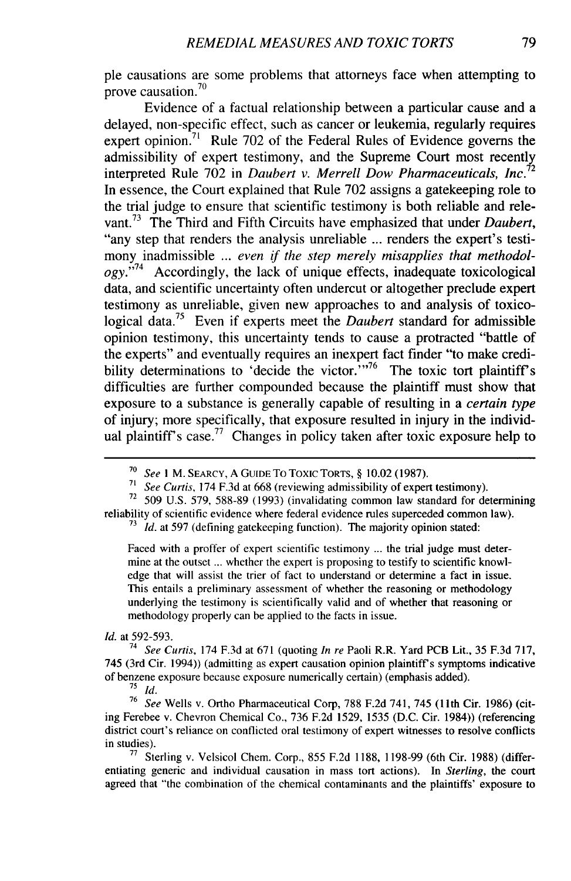ple causations are some problems that attorneys face when attempting to prove causation.[70]

Evidence of a factual relationship between a particular cause and a delayed, non-specific effect, such as cancer or leukemia, regularly requires expert opinion.[71] Rule 702 of the Federal Rules of Evidence governs the admissibility of expert testimony, and the Supreme Court most recently interpreted Rule 702 in *Daubert v. Merrell Dow Pharmaceuticals, Inc.*[72] In essence, the Court explained that Rule 702 assigns a gatekeeping role to the trial judge to ensure that scientific testimony is both reliable and relevant.[73] The Third and Fifth Circuits have emphasized that under *Daubert*, "any step that renders the analysis unreliable ... renders the expert's testimony inadmissible ... *even if the step merely misapplies that methodology*."[74] Accordingly, the lack of unique effects, inadequate toxicological data, and scientific uncertainty often undercut or altogether preclude expert testimony as unreliable, given new approaches to and analysis of toxicological data.[75] Even if experts meet the *Daubert* standard for admissible opinion testimony, this uncertainty tends to cause a protracted "battle of the experts" and eventually requires an inexpert fact finder "to make credibility determinations to 'decide the victor.'"[76] The toxic tort plaintiff's difficulties are further compounded because the plaintiff must show that exposure to a substance is generally capable of resulting in a *certain type* of injury; more specifically, that exposure resulted in injury in the individual plaintiff's case.[77] Changes in policy taken after toxic exposure help to

---

[70] *See* 1 M. SEARCY, A GUIDE TO TOXIC TORTS, § 10.02 (1987).

[71] *See Curtis*, 174 F.3d at 668 (reviewing admissibility of expert testimony).

[72] 509 U.S. 579, 588-89 (1993) (invalidating common law standard for determining reliability of scientific evidence where federal evidence rules superceded common law).

[73] *Id.* at 597 (defining gatekeeping function). The majority opinion stated:

> Faced with a proffer of expert scientific testimony ... the trial judge must determine at the outset ... whether the expert is proposing to testify to scientific knowledge that will assist the trier of fact to understand or determine a fact in issue. This entails a preliminary assessment of whether the reasoning or methodology underlying the testimony is scientifically valid and of whether that reasoning or methodology properly can be applied to the facts in issue.

*Id.* at 592-593.

[74] *See Curtis*, 174 F.3d at 671 (quoting *In re* Paoli R.R. Yard PCB Lit., 35 F.3d 717, 745 (3rd Cir. 1994)) (admitting as expert causation opinion plaintiff's symptoms indicative of benzene exposure because exposure numerically certain) (emphasis added).

[75] *Id.*

[76] *See* Wells v. Ortho Pharmaceutical Corp, 788 F.2d 741, 745 (11th Cir. 1986) (citing Ferebee v. Chevron Chemical Co., 736 F.2d 1529, 1535 (D.C. Cir. 1984)) (referencing district court's reliance on conflicted oral testimony of expert witnesses to resolve conflicts in studies).

[77] Sterling v. Velsicol Chem. Corp., 855 F.2d 1188, 1198-99 (6th Cir. 1988) (differentiating generic and individual causation in mass tort actions). In *Sterling*, the court agreed that "the combination of the chemical contaminants and the plaintiffs' exposure to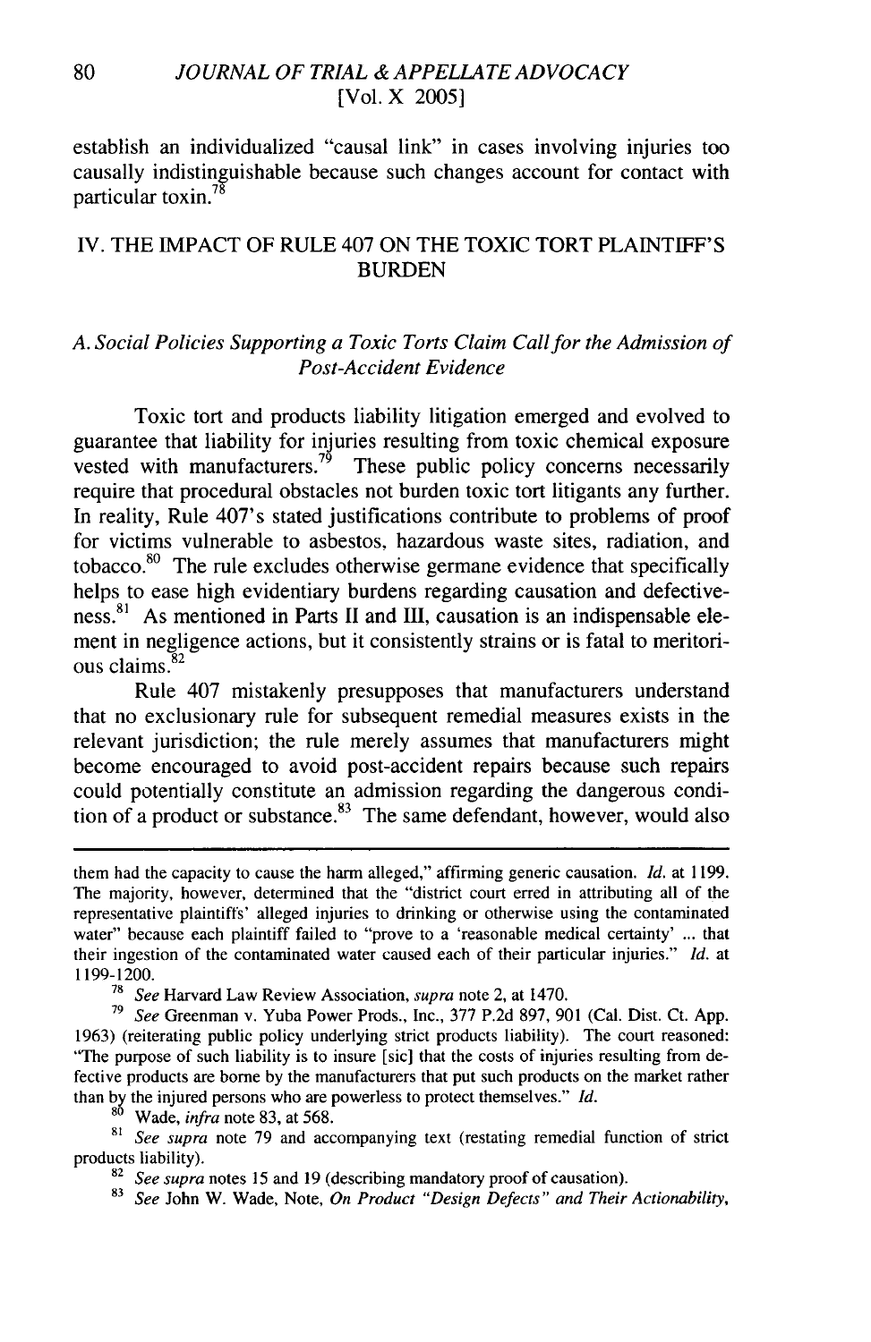establish an individualized "causal link" in cases involving injuries too causally indistinguishable because such changes account for contact with particular toxin.[78]

## IV. THE IMPACT OF RULE 407 ON THE TOXIC TORT PLAINTIFF'S BURDEN

### *A. Social Policies Supporting a Toxic Torts Claim Call for the Admission of Post-Accident Evidence*

Toxic tort and products liability litigation emerged and evolved to guarantee that liability for injuries resulting from toxic chemical exposure vested with manufacturers.[79] These public policy concerns necessarily require that procedural obstacles not burden toxic tort litigants any further. In reality, Rule 407's stated justifications contribute to problems of proof for victims vulnerable to asbestos, hazardous waste sites, radiation, and tobacco.[80] The rule excludes otherwise germane evidence that specifically helps to ease high evidentiary burdens regarding causation and defectiveness.[81] As mentioned in Parts II and III, causation is an indispensable element in negligence actions, but it consistently strains or is fatal to meritorious claims.[82]

Rule 407 mistakenly presupposes that manufacturers understand that no exclusionary rule for subsequent remedial measures exists in the relevant jurisdiction; the rule merely assumes that manufacturers might become encouraged to avoid post-accident repairs because such repairs could potentially constitute an admission regarding the dangerous condition of a product or substance.[83] The same defendant, however, would also

---

them had the capacity to cause the harm alleged," affirming generic causation. *Id.* at 1199. The majority, however, determined that the "district court erred in attributing all of the representative plaintiffs' alleged injuries to drinking or otherwise using the contaminated water" because each plaintiff failed to "prove to a 'reasonable medical certainty' ... that their ingestion of the contaminated water caused each of their particular injuries." *Id.* at 1199-1200.

[78] *See* Harvard Law Review Association, *supra* note 2, at 1470.

[79] *See* Greenman v. Yuba Power Prods., Inc., 377 P.2d 897, 901 (Cal. Dist. Ct. App. 1963) (reiterating public policy underlying strict products liability). The court reasoned: "The purpose of such liability is to insure [sic] that the costs of injuries resulting from defective products are borne by the manufacturers that put such products on the market rather than by the injured persons who are powerless to protect themselves." *Id.*

[80] Wade, *infra* note 83, at 568.

[81] *See supra* note 79 and accompanying text (restating remedial function of strict products liability).

[82] *See supra* notes 15 and 19 (describing mandatory proof of causation).

[83] *See* John W. Wade, Note, *On Product "Design Defects" and Their Actionability,*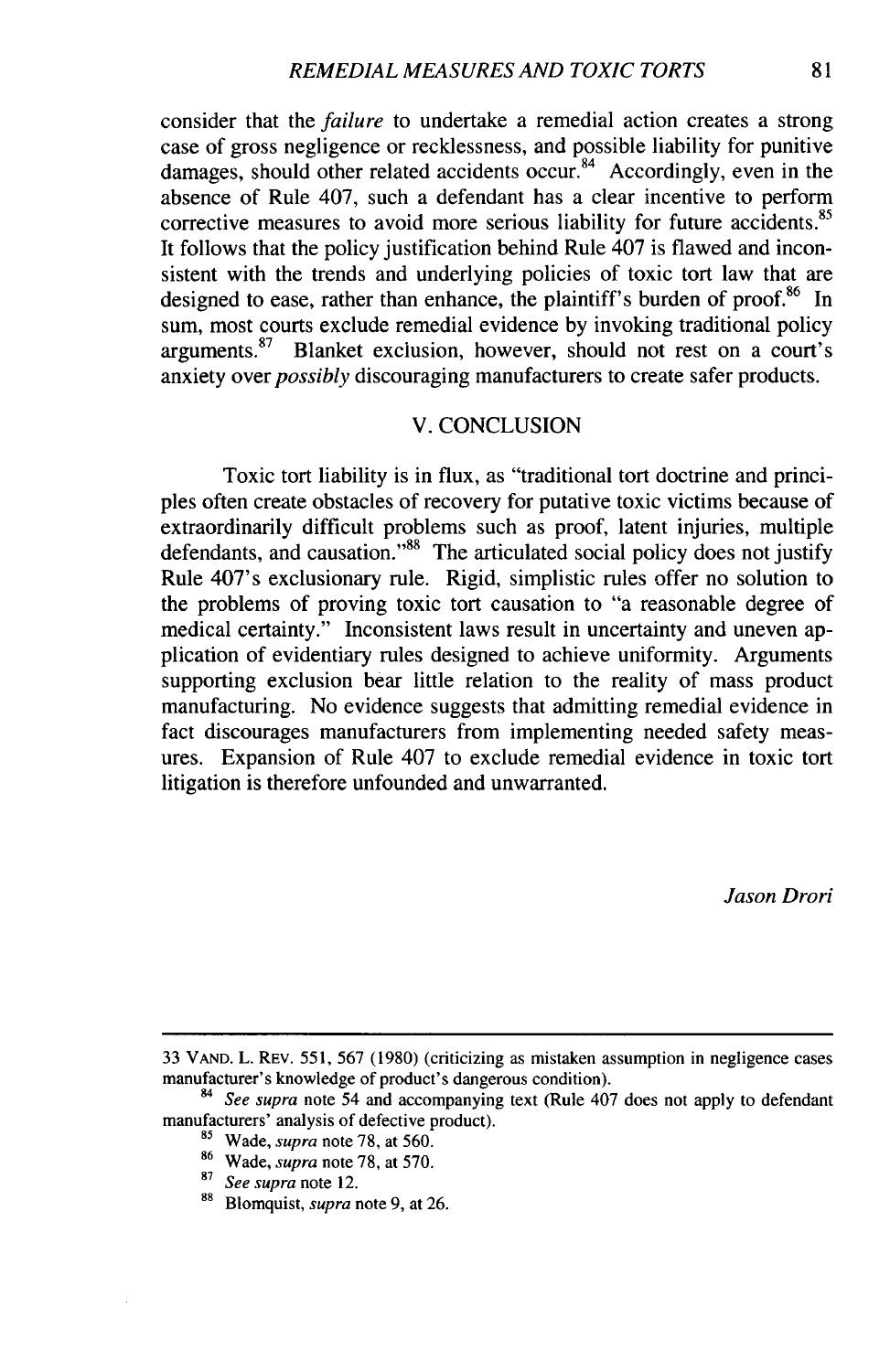consider that the *failure* to undertake a remedial action creates a strong case of gross negligence or recklessness, and possible liability for punitive damages, should other related accidents occur.[84] Accordingly, even in the absence of Rule 407, such a defendant has a clear incentive to perform corrective measures to avoid more serious liability for future accidents.[85] It follows that the policy justification behind Rule 407 is flawed and inconsistent with the trends and underlying policies of toxic tort law that are designed to ease, rather than enhance, the plaintiff's burden of proof.[86] In sum, most courts exclude remedial evidence by invoking traditional policy arguments.[87] Blanket exclusion, however, should not rest on a court's anxiety over *possibly* discouraging manufacturers to create safer products.

## V. CONCLUSION

Toxic tort liability is in flux, as "traditional tort doctrine and principles often create obstacles of recovery for putative toxic victims because of extraordinarily difficult problems such as proof, latent injuries, multiple defendants, and causation."[88] The articulated social policy does not justify Rule 407's exclusionary rule. Rigid, simplistic rules offer no solution to the problems of proving toxic tort causation to "a reasonable degree of medical certainty." Inconsistent laws result in uncertainty and uneven application of evidentiary rules designed to achieve uniformity. Arguments supporting exclusion bear little relation to the reality of mass product manufacturing. No evidence suggests that admitting remedial evidence in fact discourages manufacturers from implementing needed safety measures. Expansion of Rule 407 to exclude remedial evidence in toxic tort litigation is therefore unfounded and unwarranted.

*Jason Drori*

---

33 VAND. L. REV. 551, 567 (1980) (criticizing as mistaken assumption in negligence cases manufacturer's knowledge of product's dangerous condition).

[84] *See supra* note 54 and accompanying text (Rule 407 does not apply to defendant manufacturers' analysis of defective product).

[85] Wade, *supra* note 78, at 560.

[86] Wade, *supra* note 78, at 570.

[87] *See supra* note 12.

[88] Blomquist, *supra* note 9, at 26.